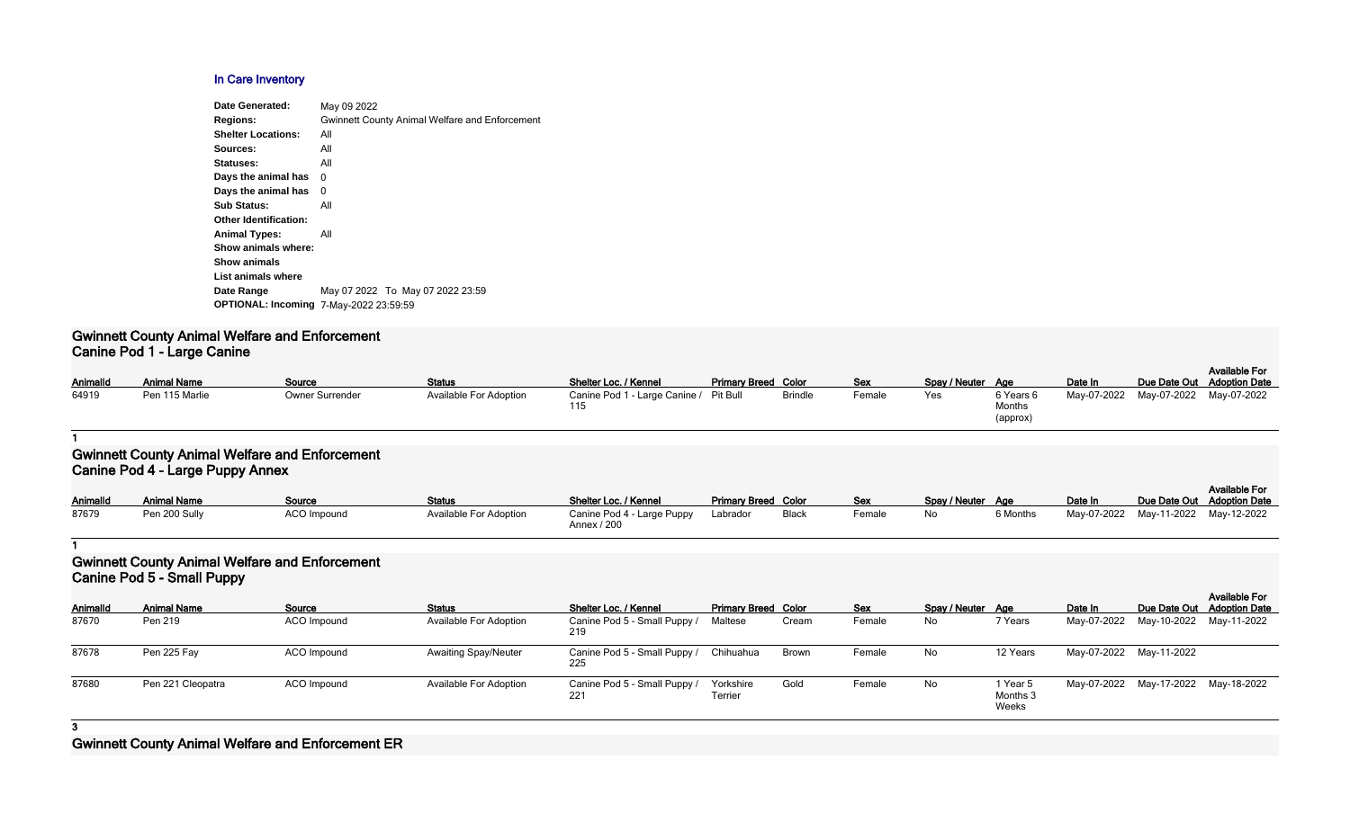## In Care Inventory

| | |
|---|---|
| **Date Generated:** | May 09 2022 |
| **Regions:** | Gwinnett County Animal Welfare and Enforcement |
| **Shelter Locations:** | All |
| **Sources:** | All |
| **Statuses:** | All |
| **Days the animal has** | 0 |
| **Days the animal has** | 0 |
| **Sub Status:** | All |
| **Other Identification:** | |
| **Animal Types:** | All |
| **Show animals where:** | |
| **Show animals** | |
| **List animals where** | |
| **Date Range** | May 07 2022 To May 07 2022 23:59 |
| **OPTIONAL: Incoming** | 7-May-2022 23:59:59 |

## Gwinnett County Animal Welfare and Enforcement
### Canine Pod 1 - Large Canine

| AnimalId | Animal Name | Source | Status | Shelter Loc. / Kennel | Primary Breed | Color | Sex | Spay / Neuter | Age | Date In | Due Date Out | Available For Adoption Date |
|---|---|---|---|---|---|---|---|---|---|---|---|---|
| 64919 | Pen 115 Marlie | Owner Surrender | Available For Adoption | Canine Pod 1 - Large Canine / 115 | Pit Bull | Brindle | Female | Yes | 6 Years 6 Months (approx) | May-07-2022 | May-07-2022 | May-07-2022 |

**1**

## Gwinnett County Animal Welfare and Enforcement
### Canine Pod 4 - Large Puppy Annex

| AnimalId | Animal Name | Source | Status | Shelter Loc. / Kennel | Primary Breed | Color | Sex | Spay / Neuter | Age | Date In | Due Date Out | Available For Adoption Date |
|---|---|---|---|---|---|---|---|---|---|---|---|---|
| 87679 | Pen 200 Sully | ACO Impound | Available For Adoption | Canine Pod 4 - Large Puppy Annex / 200 | Labrador | Black | Female | No | 6 Months | May-07-2022 | May-11-2022 | May-12-2022 |

**1**

## Gwinnett County Animal Welfare and Enforcement
### Canine Pod 5 - Small Puppy

| AnimalId | Animal Name | Source | Status | Shelter Loc. / Kennel | Primary Breed | Color | Sex | Spay / Neuter | Age | Date In | Due Date Out | Available For Adoption Date |
|---|---|---|---|---|---|---|---|---|---|---|---|---|
| 87670 | Pen 219 | ACO Impound | Available For Adoption | Canine Pod 5 - Small Puppy / 219 | Maltese | Cream | Female | No | 7 Years | May-07-2022 | May-10-2022 | May-11-2022 |
| 87678 | Pen 225 Fay | ACO Impound | Awaiting Spay/Neuter | Canine Pod 5 - Small Puppy / 225 | Chihuahua | Brown | Female | No | 12 Years | May-07-2022 | May-11-2022 | |
| 87680 | Pen 221 Cleopatra | ACO Impound | Available For Adoption | Canine Pod 5 - Small Puppy / 221 | Yorkshire Terrier | Gold | Female | No | 1 Year 5 Months 3 Weeks | May-07-2022 | May-17-2022 | May-18-2022 |

**3**

## Gwinnett County Animal Welfare and Enforcement ER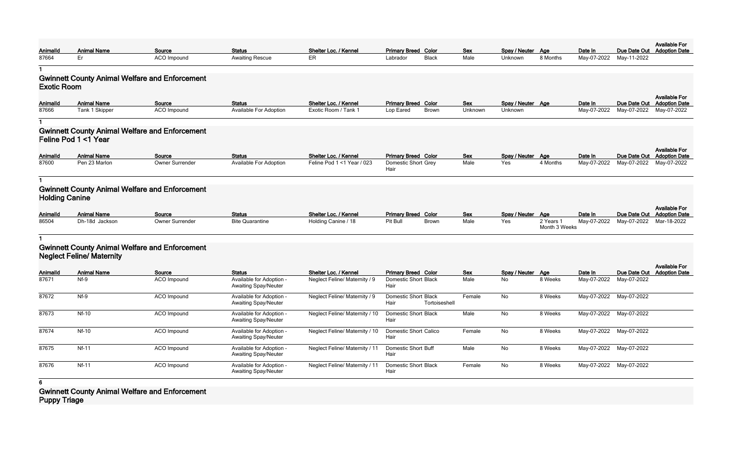| AnimalId | Animal Name | Source | Status | Shelter Loc. / Kennel | Primary Breed | Color | Sex | Spay / Neuter | Age | Date In | Due Date Out | Available For Adoption Date |
|---|---|---|---|---|---|---|---|---|---|---|---|---|
| 87664 | Er | ACO Impound | Awaiting Rescue | ER | Labrador | Black | Male | Unknown | 8 Months | May-07-2022 | May-11-2022 | |

1

## Gwinnett County Animal Welfare and Enforcement
### Exotic Room

| AnimalId | Animal Name | Source | Status | Shelter Loc. / Kennel | Primary Breed | Color | Sex | Spay / Neuter | Age | Date In | Due Date Out | Available For Adoption Date |
|---|---|---|---|---|---|---|---|---|---|---|---|---|
| 87666 | Tank 1 Skipper | ACO Impound | Available For Adoption | Exotic Room / Tank 1 | Lop Eared | Brown | Unknown | Unknown | | May-07-2022 | May-07-2022 | May-07-2022 |

1

## Gwinnett County Animal Welfare and Enforcement
### Feline Pod 1 <1 Year

| AnimalId | Animal Name | Source | Status | Shelter Loc. / Kennel | Primary Breed | Color | Sex | Spay / Neuter | Age | Date In | Due Date Out | Available For Adoption Date |
|---|---|---|---|---|---|---|---|---|---|---|---|---|
| 87600 | Pen 23 Marlon | Owner Surrender | Available For Adoption | Feline Pod 1 <1 Year / 023 | Domestic Short Hair | Grey | Male | Yes | 4 Months | May-07-2022 | May-07-2022 | May-07-2022 |

1

## Gwinnett County Animal Welfare and Enforcement
### Holding Canine

| AnimalId | Animal Name | Source | Status | Shelter Loc. / Kennel | Primary Breed | Color | Sex | Spay / Neuter | Age | Date In | Due Date Out | Available For Adoption Date |
|---|---|---|---|---|---|---|---|---|---|---|---|---|
| 86504 | Dh-18d Jackson | Owner Surrender | Bite Quarantine | Holding Canine / 18 | Pit Bull | Brown | Male | Yes | 2 Years 1 Month 3 Weeks | May-07-2022 | May-07-2022 | Mar-18-2022 |

1

## Gwinnett County Animal Welfare and Enforcement
### Neglect Feline/ Maternity

| AnimalId | Animal Name | Source | Status | Shelter Loc. / Kennel | Primary Breed | Color | Sex | Spay / Neuter | Age | Date In | Due Date Out | Available For Adoption Date |
|---|---|---|---|---|---|---|---|---|---|---|---|---|
| 87671 | Nf-9 | ACO Impound | Available for Adoption - Awaiting Spay/Neuter | Neglect Feline/ Maternity / 9 | Domestic Short Hair | Black | Male | No | 8 Weeks | May-07-2022 | May-07-2022 | |
| 87672 | Nf-9 | ACO Impound | Available for Adoption - Awaiting Spay/Neuter | Neglect Feline/ Maternity / 9 | Domestic Short Hair | Black Tortoiseshell | Female | No | 8 Weeks | May-07-2022 | May-07-2022 | |
| 87673 | Nf-10 | ACO Impound | Available for Adoption - Awaiting Spay/Neuter | Neglect Feline/ Maternity / 10 | Domestic Short Hair | Black | Male | No | 8 Weeks | May-07-2022 | May-07-2022 | |
| 87674 | Nf-10 | ACO Impound | Available for Adoption - Awaiting Spay/Neuter | Neglect Feline/ Maternity / 10 | Domestic Short Hair | Calico | Female | No | 8 Weeks | May-07-2022 | May-07-2022 | |
| 87675 | Nf-11 | ACO Impound | Available for Adoption - Awaiting Spay/Neuter | Neglect Feline/ Maternity / 11 | Domestic Short Hair | Buff | Male | No | 8 Weeks | May-07-2022 | May-07-2022 | |
| 87676 | Nf-11 | ACO Impound | Available for Adoption - Awaiting Spay/Neuter | Neglect Feline/ Maternity / 11 | Domestic Short Hair | Black | Female | No | 8 Weeks | May-07-2022 | May-07-2022 | |

6

## Gwinnett County Animal Welfare and Enforcement
### Puppy Triage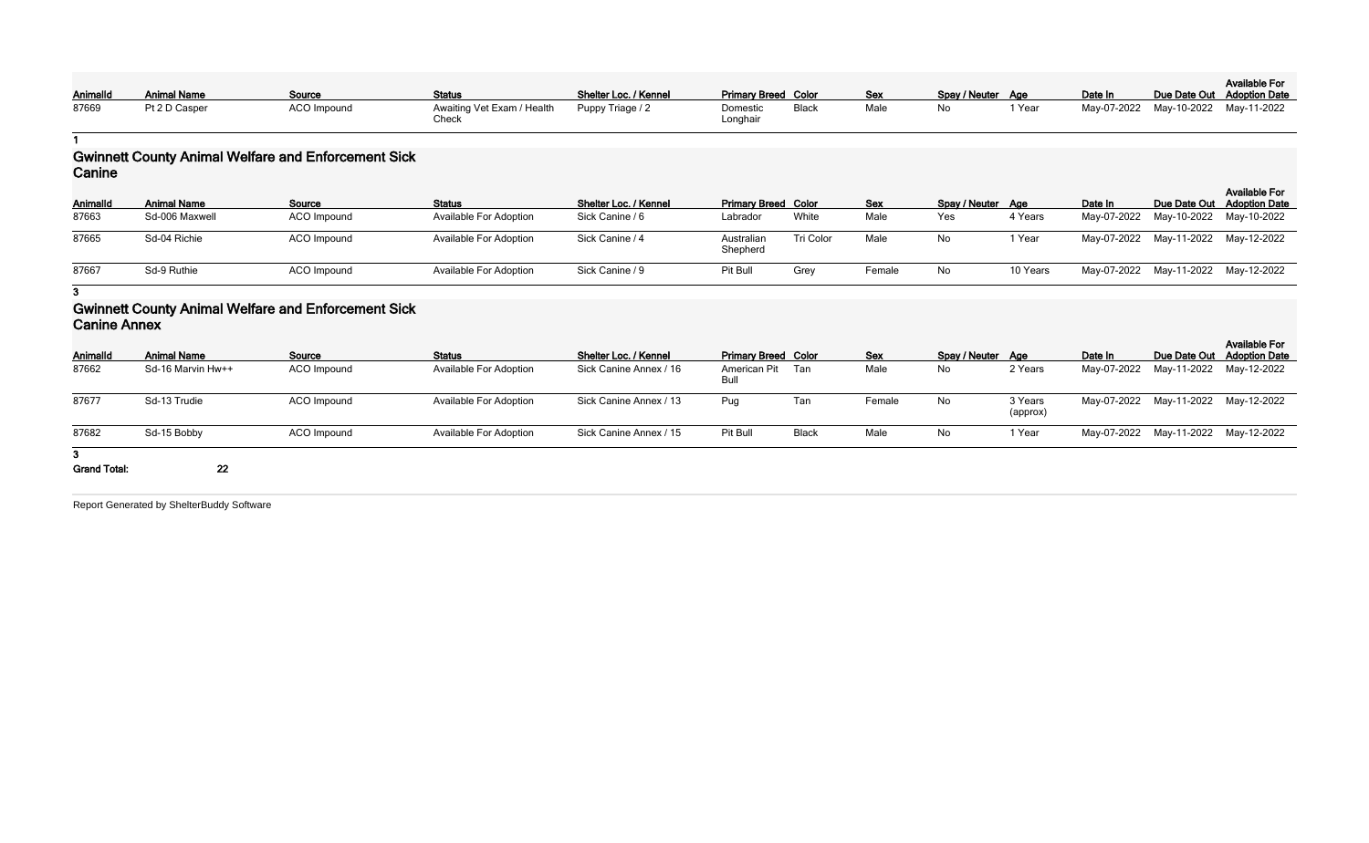| AnimalId | Animal Name | Source | Status | Shelter Loc. / Kennel | Primary Breed | Color | Sex | Spay / Neuter | Age | Date In | Due Date Out | Available For Adoption Date |
|---|---|---|---|---|---|---|---|---|---|---|---|---|
| 87669 | Pt 2 D Casper | ACO Impound | Awaiting Vet Exam / Health Check | Puppy Triage / 2 | Domestic Longhair | Black | Male | No | 1 Year | May-07-2022 | May-10-2022 | May-11-2022 |

**1**

## Gwinnett County Animal Welfare and Enforcement Sick Canine

| AnimalId | Animal Name | Source | Status | Shelter Loc. / Kennel | Primary Breed | Color | Sex | Spay / Neuter | Age | Date In | Due Date Out | Available For Adoption Date |
|---|---|---|---|---|---|---|---|---|---|---|---|---|
| 87663 | Sd-006 Maxwell | ACO Impound | Available For Adoption | Sick Canine / 6 | Labrador | White | Male | Yes | 4 Years | May-07-2022 | May-10-2022 | May-10-2022 |
| 87665 | Sd-04 Richie | ACO Impound | Available For Adoption | Sick Canine / 4 | Australian Shepherd | Tri Color | Male | No | 1 Year | May-07-2022 | May-11-2022 | May-12-2022 |
| 87667 | Sd-9 Ruthie | ACO Impound | Available For Adoption | Sick Canine / 9 | Pit Bull | Grey | Female | No | 10 Years | May-07-2022 | May-11-2022 | May-12-2022 |

**3**

## Gwinnett County Animal Welfare and Enforcement Sick Canine Annex

| AnimalId | Animal Name | Source | Status | Shelter Loc. / Kennel | Primary Breed | Color | Sex | Spay / Neuter | Age | Date In | Due Date Out | Available For Adoption Date |
|---|---|---|---|---|---|---|---|---|---|---|---|---|
| 87662 | Sd-16 Marvin Hw++ | ACO Impound | Available For Adoption | Sick Canine Annex / 16 | American Pit Bull | Tan | Male | No | 2 Years | May-07-2022 | May-11-2022 | May-12-2022 |
| 87677 | Sd-13 Trudie | ACO Impound | Available For Adoption | Sick Canine Annex / 13 | Pug | Tan | Female | No | 3 Years (approx) | May-07-2022 | May-11-2022 | May-12-2022 |
| 87682 | Sd-15 Bobby | ACO Impound | Available For Adoption | Sick Canine Annex / 15 | Pit Bull | Black | Male | No | 1 Year | May-07-2022 | May-11-2022 | May-12-2022 |

**3**

**Grand Total:** **22**

Report Generated by ShelterBuddy Software